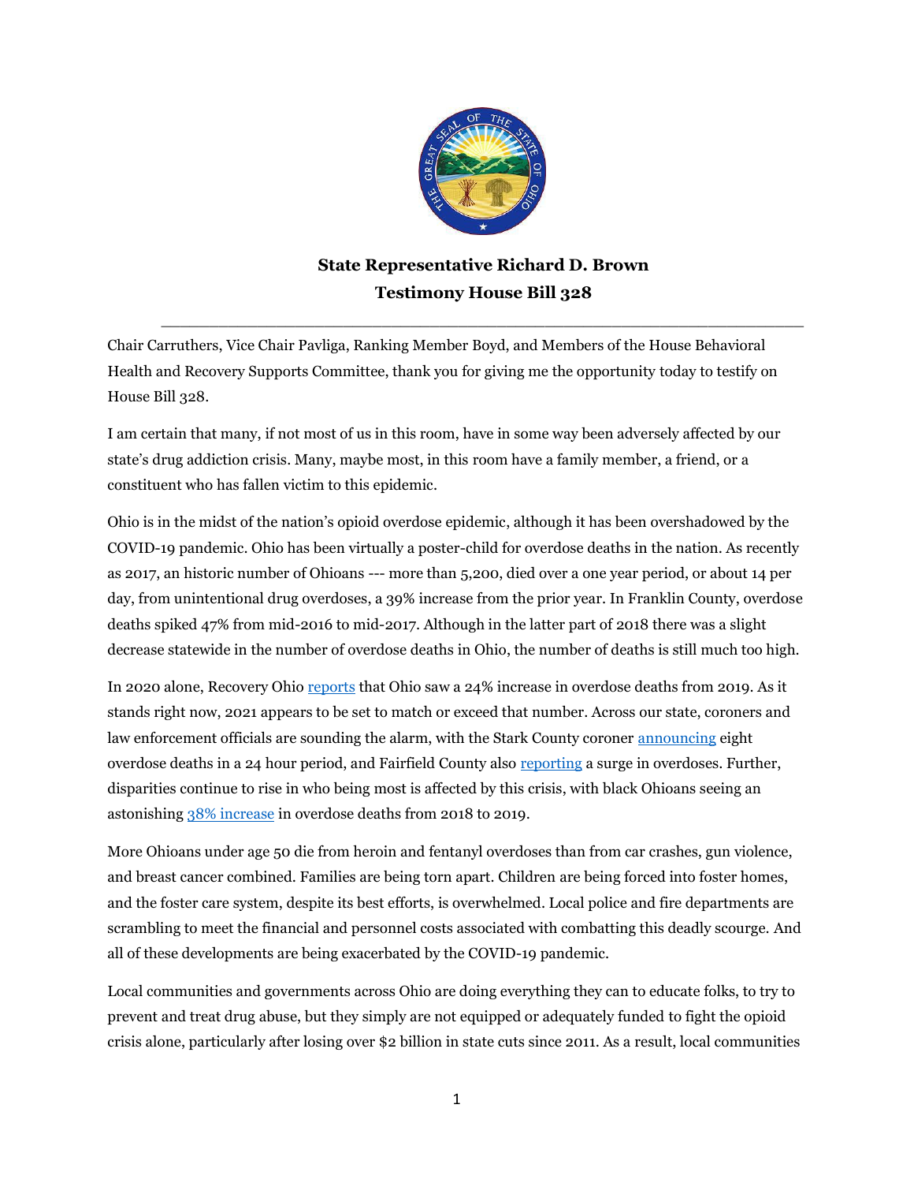**State Representative Richard D. Brown**
**Testimony House Bill 328**

---

Chair Carruthers, Vice Chair Pavliga, Ranking Member Boyd, and Members of the House Behavioral Health and Recovery Supports Committee, thank you for giving me the opportunity today to testify on House Bill 328.

I am certain that many, if not most of us in this room, have in some way been adversely affected by our state's drug addiction crisis. Many, maybe most, in this room have a family member, a friend, or a constituent who has fallen victim to this epidemic.

Ohio is in the midst of the nation's opioid overdose epidemic, although it has been overshadowed by the COVID-19 pandemic. Ohio has been virtually a poster-child for overdose deaths in the nation. As recently as 2017, an historic number of Ohioans --- more than 5,200, died over a one year period, or about 14 per day, from unintentional drug overdoses, a 39% increase from the prior year. In Franklin County, overdose deaths spiked 47% from mid-2016 to mid-2017. Although in the latter part of 2018 there was a slight decrease statewide in the number of overdose deaths in Ohio, the number of deaths is still much too high.

In 2020 alone, Recovery Ohio reports that Ohio saw a 24% increase in overdose deaths from 2019. As it stands right now, 2021 appears to be set to match or exceed that number. Across our state, coroners and law enforcement officials are sounding the alarm, with the Stark County coroner announcing eight overdose deaths in a 24 hour period, and Fairfield County also reporting a surge in overdoses. Further, disparities continue to rise in who being most is affected by this crisis, with black Ohioans seeing an astonishing 38% increase in overdose deaths from 2018 to 2019.

More Ohioans under age 50 die from heroin and fentanyl overdoses than from car crashes, gun violence, and breast cancer combined. Families are being torn apart. Children are being forced into foster homes, and the foster care system, despite its best efforts, is overwhelmed. Local police and fire departments are scrambling to meet the financial and personnel costs associated with combatting this deadly scourge. And all of these developments are being exacerbated by the COVID-19 pandemic.

Local communities and governments across Ohio are doing everything they can to educate folks, to try to prevent and treat drug abuse, but they simply are not equipped or adequately funded to fight the opioid crisis alone, particularly after losing over $2 billion in state cuts since 2011. As a result, local communities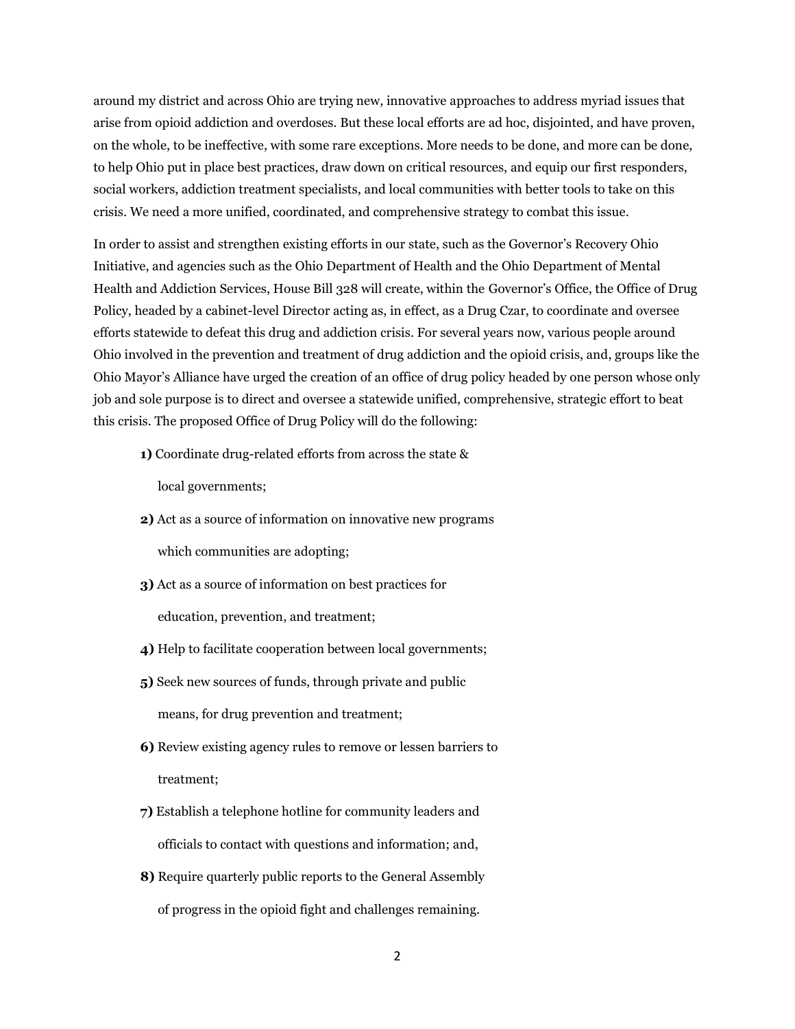around my district and across Ohio are trying new, innovative approaches to address myriad issues that arise from opioid addiction and overdoses. But these local efforts are ad hoc, disjointed, and have proven, on the whole, to be ineffective, with some rare exceptions. More needs to be done, and more can be done, to help Ohio put in place best practices, draw down on critical resources, and equip our first responders, social workers, addiction treatment specialists, and local communities with better tools to take on this crisis. We need a more unified, coordinated, and comprehensive strategy to combat this issue.

In order to assist and strengthen existing efforts in our state, such as the Governor's Recovery Ohio Initiative, and agencies such as the Ohio Department of Health and the Ohio Department of Mental Health and Addiction Services, House Bill 328 will create, within the Governor's Office, the Office of Drug Policy, headed by a cabinet-level Director acting as, in effect, as a Drug Czar, to coordinate and oversee efforts statewide to defeat this drug and addiction crisis. For several years now, various people around Ohio involved in the prevention and treatment of drug addiction and the opioid crisis, and, groups like the Ohio Mayor's Alliance have urged the creation of an office of drug policy headed by one person whose only job and sole purpose is to direct and oversee a statewide unified, comprehensive, strategic effort to beat this crisis. The proposed Office of Drug Policy will do the following:

**1)** Coordinate drug-related efforts from across the state & local governments;

**2)** Act as a source of information on innovative new programs which communities are adopting;

**3)** Act as a source of information on best practices for education, prevention, and treatment;

**4)** Help to facilitate cooperation between local governments;

**5)** Seek new sources of funds, through private and public means, for drug prevention and treatment;

**6)** Review existing agency rules to remove or lessen barriers to treatment;

**7)** Establish a telephone hotline for community leaders and officials to contact with questions and information; and,

**8)** Require quarterly public reports to the General Assembly of progress in the opioid fight and challenges remaining.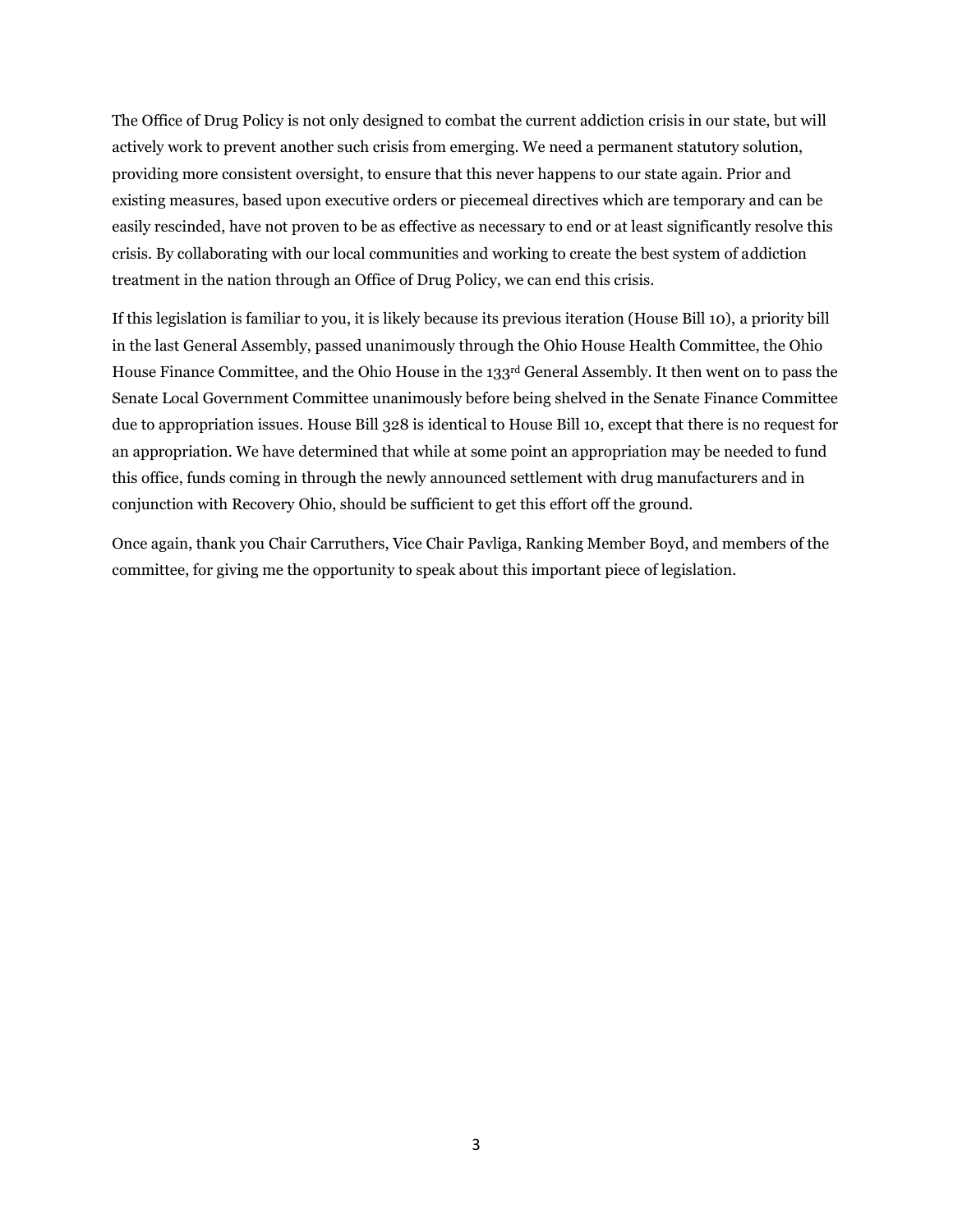The Office of Drug Policy is not only designed to combat the current addiction crisis in our state, but will actively work to prevent another such crisis from emerging. We need a permanent statutory solution, providing more consistent oversight, to ensure that this never happens to our state again. Prior and existing measures, based upon executive orders or piecemeal directives which are temporary and can be easily rescinded, have not proven to be as effective as necessary to end or at least significantly resolve this crisis. By collaborating with our local communities and working to create the best system of addiction treatment in the nation through an Office of Drug Policy, we can end this crisis.

If this legislation is familiar to you, it is likely because its previous iteration (House Bill 10), a priority bill in the last General Assembly, passed unanimously through the Ohio House Health Committee, the Ohio House Finance Committee, and the Ohio House in the 133rd General Assembly. It then went on to pass the Senate Local Government Committee unanimously before being shelved in the Senate Finance Committee due to appropriation issues. House Bill 328 is identical to House Bill 10, except that there is no request for an appropriation. We have determined that while at some point an appropriation may be needed to fund this office, funds coming in through the newly announced settlement with drug manufacturers and in conjunction with Recovery Ohio, should be sufficient to get this effort off the ground.

Once again, thank you Chair Carruthers, Vice Chair Pavliga, Ranking Member Boyd, and members of the committee, for giving me the opportunity to speak about this important piece of legislation.